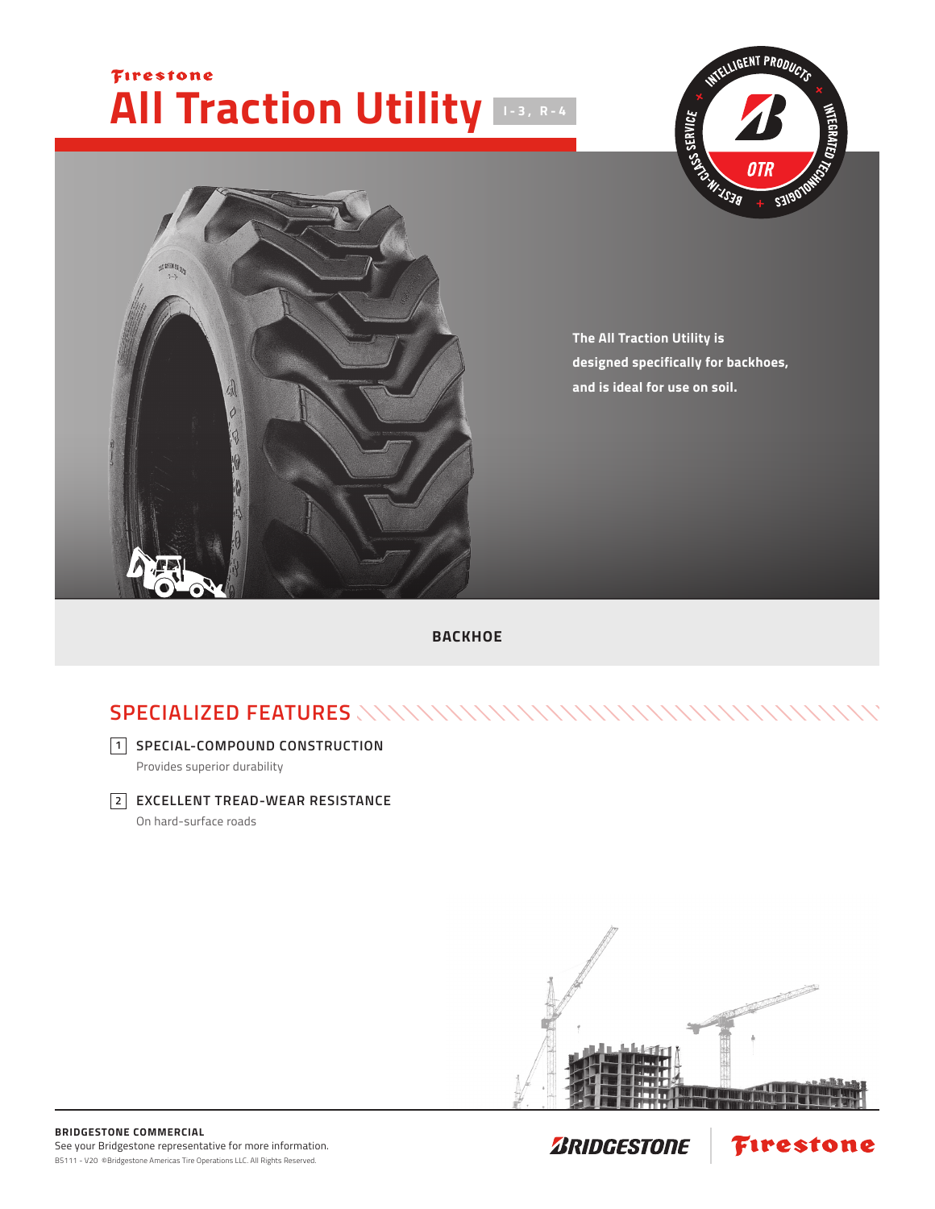Firestone

# All Traction Utility I-3, R-4

The All Traction Utility is designed specifically for backhoes, and is ideal for use on soil.

**BACKHOE**

## SPECIALIZED FEATURES

1. **SPECIAL-COMPOUND CONSTRUCTION**
   Provides superior durability

2. **EXCELLENT TREAD-WEAR RESISTANCE**
   On hard-surface roads

**BRIDGESTONE COMMERCIAL**
See your Bridgestone representative for more information.
BS111 - V20 ©Bridgestone Americas Tire Operations LLC. All Rights Reserved.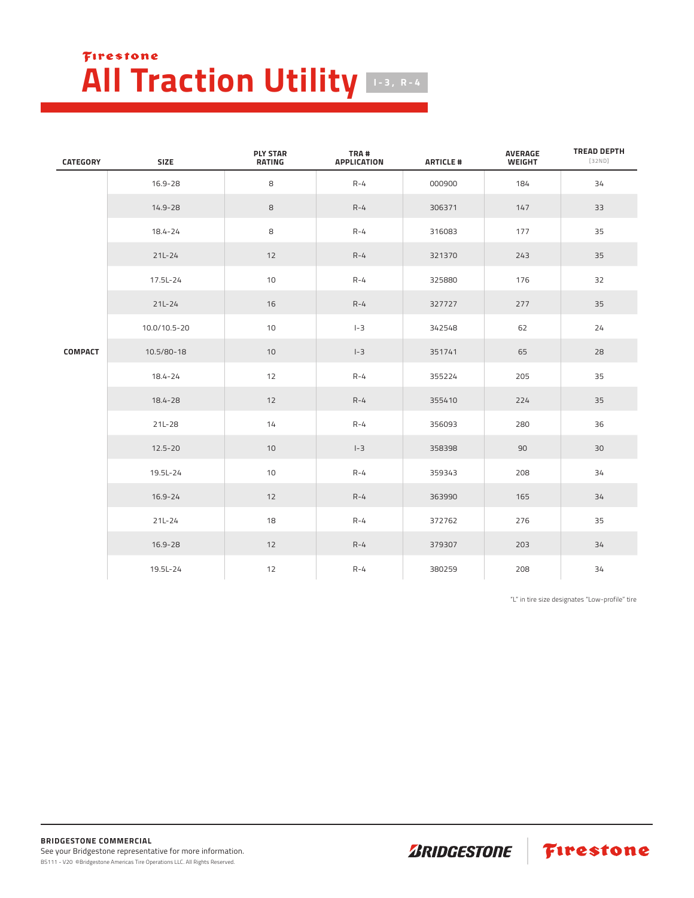Firestone

# All Traction Utility I-3, R-4

| CATEGORY | SIZE | PLY STAR RATING | TRA # APPLICATION | ARTICLE # | AVERAGE WEIGHT | TREAD DEPTH [32ND] |
|---|---|---|---|---|---|---|
| COMPACT | 16.9-28 | 8 | R-4 | 000900 | 184 | 34 |
| | 14.9-28 | 8 | R-4 | 306371 | 147 | 33 |
| | 18.4-24 | 8 | R-4 | 316083 | 177 | 35 |
| | 21L-24 | 12 | R-4 | 321370 | 243 | 35 |
| | 17.5L-24 | 10 | R-4 | 325880 | 176 | 32 |
| | 21L-24 | 16 | R-4 | 327727 | 277 | 35 |
| | 10.0/10.5-20 | 10 | I-3 | 342548 | 62 | 24 |
| | 10.5/80-18 | 10 | I-3 | 351741 | 65 | 28 |
| | 18.4-24 | 12 | R-4 | 355224 | 205 | 35 |
| | 18.4-28 | 12 | R-4 | 355410 | 224 | 35 |
| | 21L-28 | 14 | R-4 | 356093 | 280 | 36 |
| | 12.5-20 | 10 | I-3 | 358398 | 90 | 30 |
| | 19.5L-24 | 10 | R-4 | 359343 | 208 | 34 |
| | 16.9-24 | 12 | R-4 | 363990 | 165 | 34 |
| | 21L-24 | 18 | R-4 | 372762 | 276 | 35 |
| | 16.9-28 | 12 | R-4 | 379307 | 203 | 34 |
| | 19.5L-24 | 12 | R-4 | 380259 | 208 | 34 |

"L" in tire size designates "Low-profile" tire

**BRIDGESTONE COMMERCIAL**
See your Bridgestone representative for more information.
BS111 - V20 ©Bridgestone Americas Tire Operations LLC. All Rights Reserved.

BRIDGESTONE | Firestone